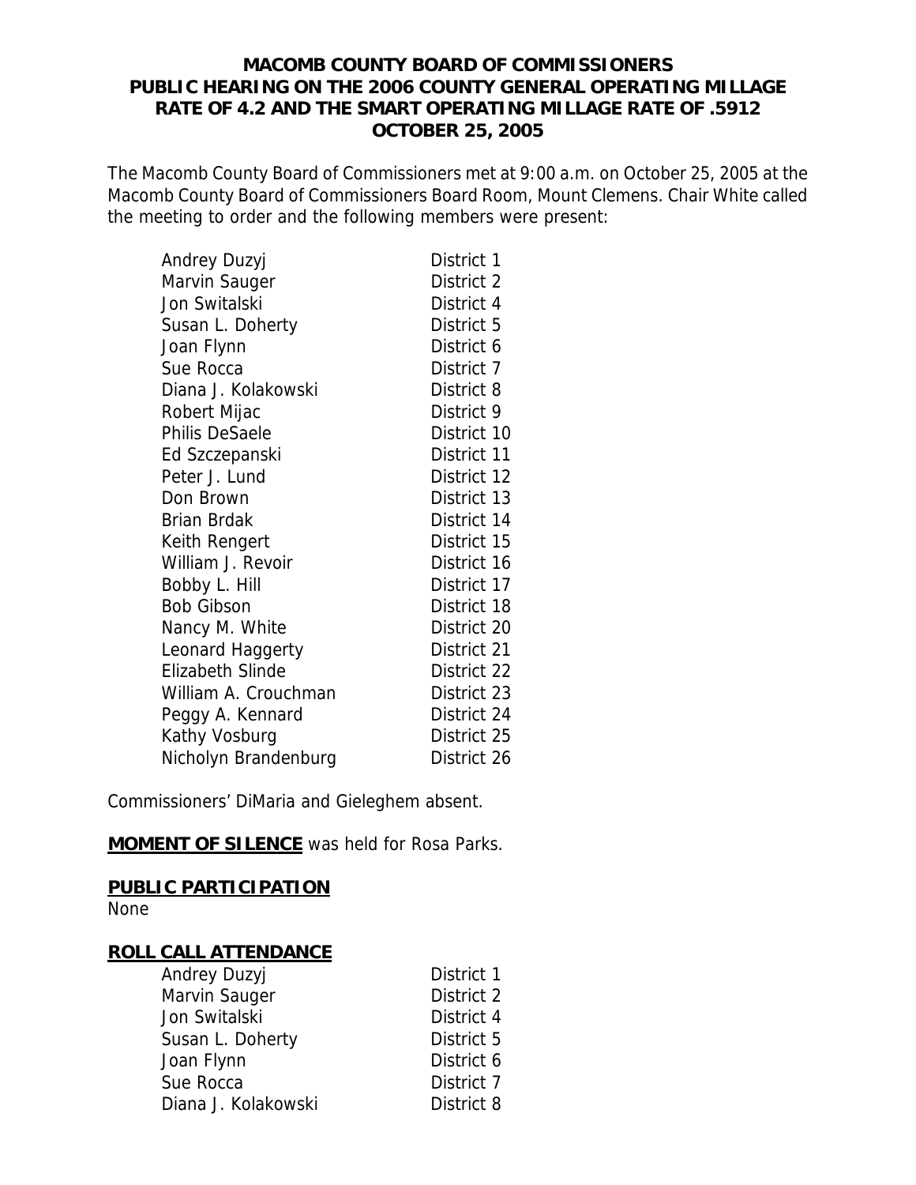**MACOMB COUNTY BOARD OF COMMISSIONERS**
**PUBLIC HEARING ON THE 2006 COUNTY GENERAL OPERATING MILLAGE RATE OF 4.2 AND THE SMART OPERATING MILLAGE RATE OF .5912**
**OCTOBER 25, 2005**

The Macomb County Board of Commissioners met at 9:00 a.m. on October 25, 2005 at the Macomb County Board of Commissioners Board Room, Mount Clemens. Chair White called the meeting to order and the following members were present:

| | |
|---|---|
| Andrey Duzyj | District 1 |
| Marvin Sauger | District 2 |
| Jon Switalski | District 4 |
| Susan L. Doherty | District 5 |
| Joan Flynn | District 6 |
| Sue Rocca | District 7 |
| Diana J. Kolakowski | District 8 |
| Robert Mijac | District 9 |
| Philis DeSaele | District 10 |
| Ed Szczepanski | District 11 |
| Peter J. Lund | District 12 |
| Don Brown | District 13 |
| Brian Brdak | District 14 |
| Keith Rengert | District 15 |
| William J. Revoir | District 16 |
| Bobby L. Hill | District 17 |
| Bob Gibson | District 18 |
| Nancy M. White | District 20 |
| Leonard Haggerty | District 21 |
| Elizabeth Slinde | District 22 |
| William A. Crouchman | District 23 |
| Peggy A. Kennard | District 24 |
| Kathy Vosburg | District 25 |
| Nicholyn Brandenburg | District 26 |

Commissioners' DiMaria and Gieleghem absent.

**MOMENT OF SILENCE** was held for Rosa Parks.

**PUBLIC PARTICIPATION**

None

**ROLL CALL ATTENDANCE**

| | |
|---|---|
| Andrey Duzyj | District 1 |
| Marvin Sauger | District 2 |
| Jon Switalski | District 4 |
| Susan L. Doherty | District 5 |
| Joan Flynn | District 6 |
| Sue Rocca | District 7 |
| Diana J. Kolakowski | District 8 |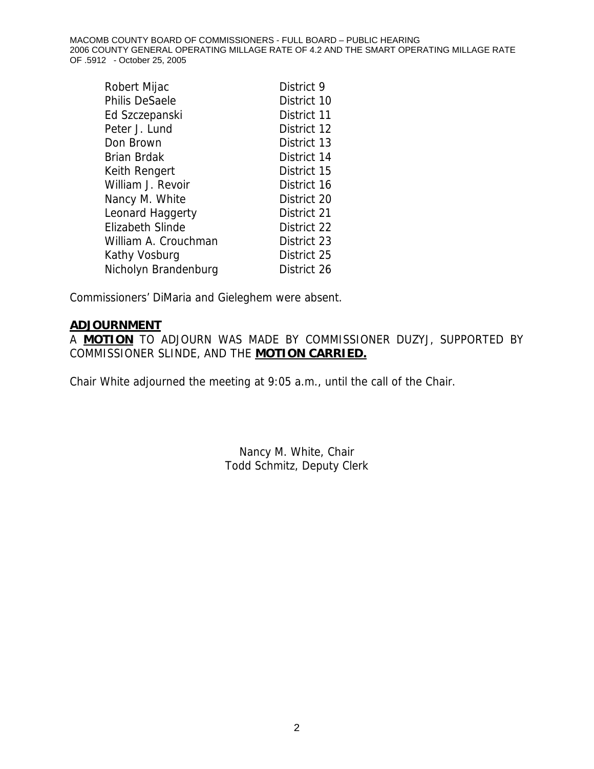| | |
|---|---|
| Robert Mijac | District 9 |
| Philis DeSaele | District 10 |
| Ed Szczepanski | District 11 |
| Peter J. Lund | District 12 |
| Don Brown | District 13 |
| Brian Brdak | District 14 |
| Keith Rengert | District 15 |
| William J. Revoir | District 16 |
| Nancy M. White | District 20 |
| Leonard Haggerty | District 21 |
| Elizabeth Slinde | District 22 |
| William A. Crouchman | District 23 |
| Kathy Vosburg | District 25 |
| Nicholyn Brandenburg | District 26 |

Commissioners' DiMaria and Gieleghem were absent.

## ADJOURNMENT

A **MOTION** TO ADJOURN WAS MADE BY COMMISSIONER DUZYJ, SUPPORTED BY COMMISSIONER SLINDE, AND THE **MOTION CARRIED.**

Chair White adjourned the meeting at 9:05 a.m., until the call of the Chair.

Nancy M. White, Chair
Todd Schmitz, Deputy Clerk